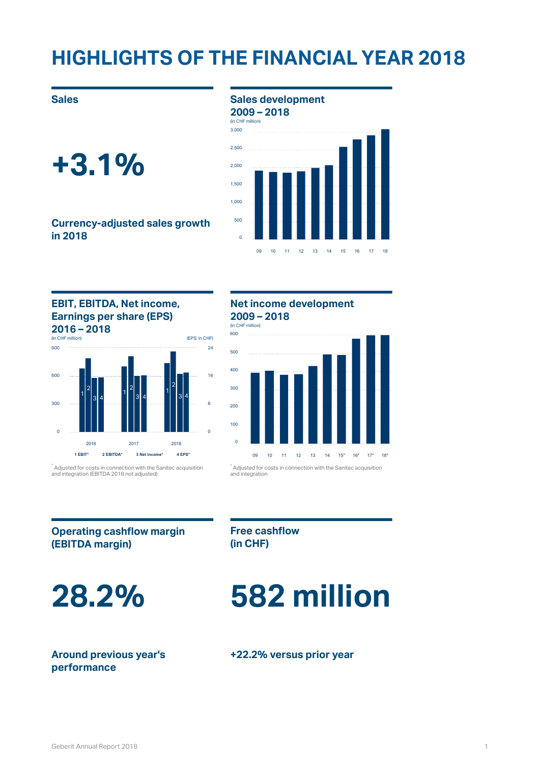# HIGHLIGHTS OF THE FINANCIAL YEAR 2018

## Sales

**+3.1%**

**Currency-adjusted sales growth in 2018**

## Sales development 2009 – 2018

(in CHF million)

3,000
2,500
2,000
1,500
1,000
500
0

09 10 11 12 13 14 15 16 17 18

## EBIT, EBITDA, Net income, Earnings per share (EPS) 2016 – 2018

(in CHF million) (EPS: in CHF)

900 24
600 16
300 8
0 0

2016 2017 2018

1 EBIT* 2 EBITDA* 3 Net income* 4 EPS*

* Adjusted for costs in connection with the Sanitec acquisition and integration (EBITDA 2018 not adjusted)

## Net income development 2009 – 2018

(in CHF million)

600
500
400
300
200
100
0

09 10 11 12 13 14 15* 16* 17* 18*

* Adjusted for costs in connection with the Sanitec acquisition and integration

## Operating cashflow margin (EBITDA margin)

**28.2%**

**Around previous year's performance**

## Free cashflow (in CHF)

**582 million**

**+22.2% versus prior year**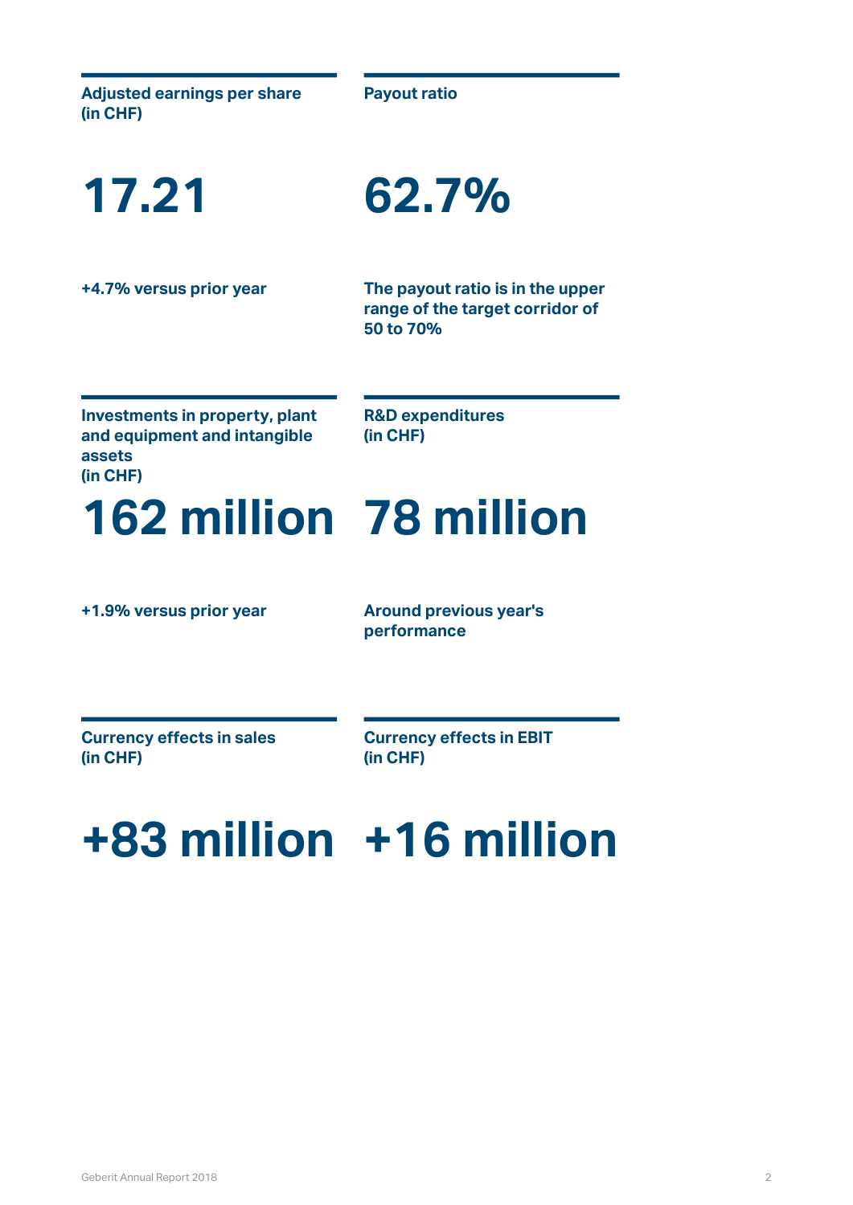**Adjusted earnings per share (in CHF)**

# 17.21

**+4.7% versus prior year**

**Payout ratio**

# 62.7%

**The payout ratio is in the upper range of the target corridor of 50 to 70%**

**Investments in property, plant and equipment and intangible assets (in CHF)**

# 162 million

**+1.9% versus prior year**

**R&D expenditures (in CHF)**

# 78 million

**Around previous year's performance**

**Currency effects in sales (in CHF)**

# +83 million

**Currency effects in EBIT (in CHF)**

# +16 million